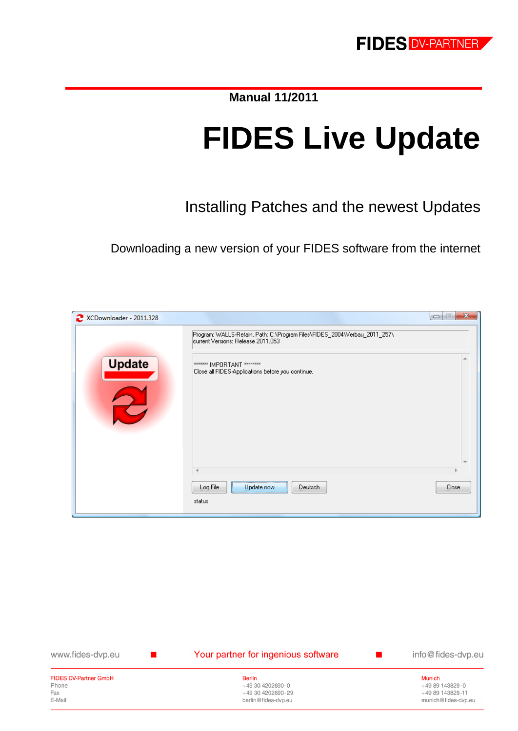**Manual 11/2011**

# FIDES Live Update

## Installing Patches and the newest Updates

Downloading a new version of your FIDES software from the internet

www.fides-dvp.eu ■ Your partner for ingenious software ■ info@fides-dvp.eu

| FIDES DV-Partner GmbH | Berlin | Munich |
|---|---|---|
| Phone | +49 30 4202690-0 | +49 89 143829-0 |
| Fax | +49 30 4202690-29 | +49 89 143829-11 |
| E-Mail | berlin@fides-dvp.eu | munich@fides-dvp.eu |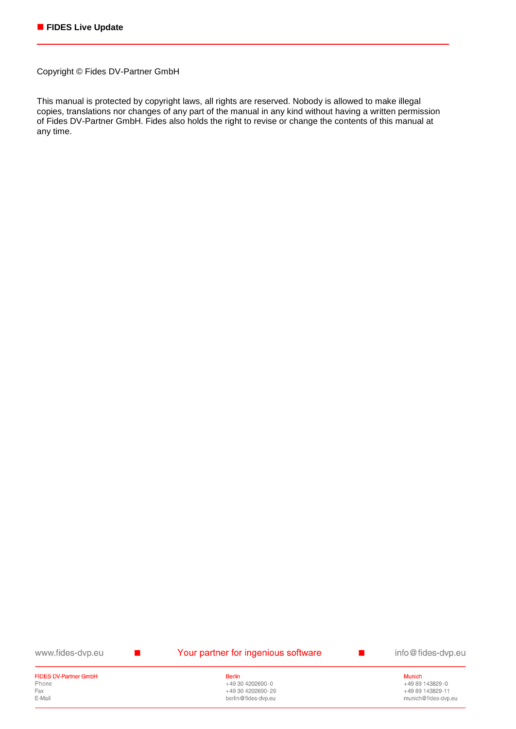Copyright © Fides DV-Partner GmbH

This manual is protected by copyright laws, all rights are reserved. Nobody is allowed to make illegal copies, translations nor changes of any part of the manual in any kind without having a written permission of Fides DV-Partner GmbH. Fides also holds the right to revise or change the contents of this manual at any time.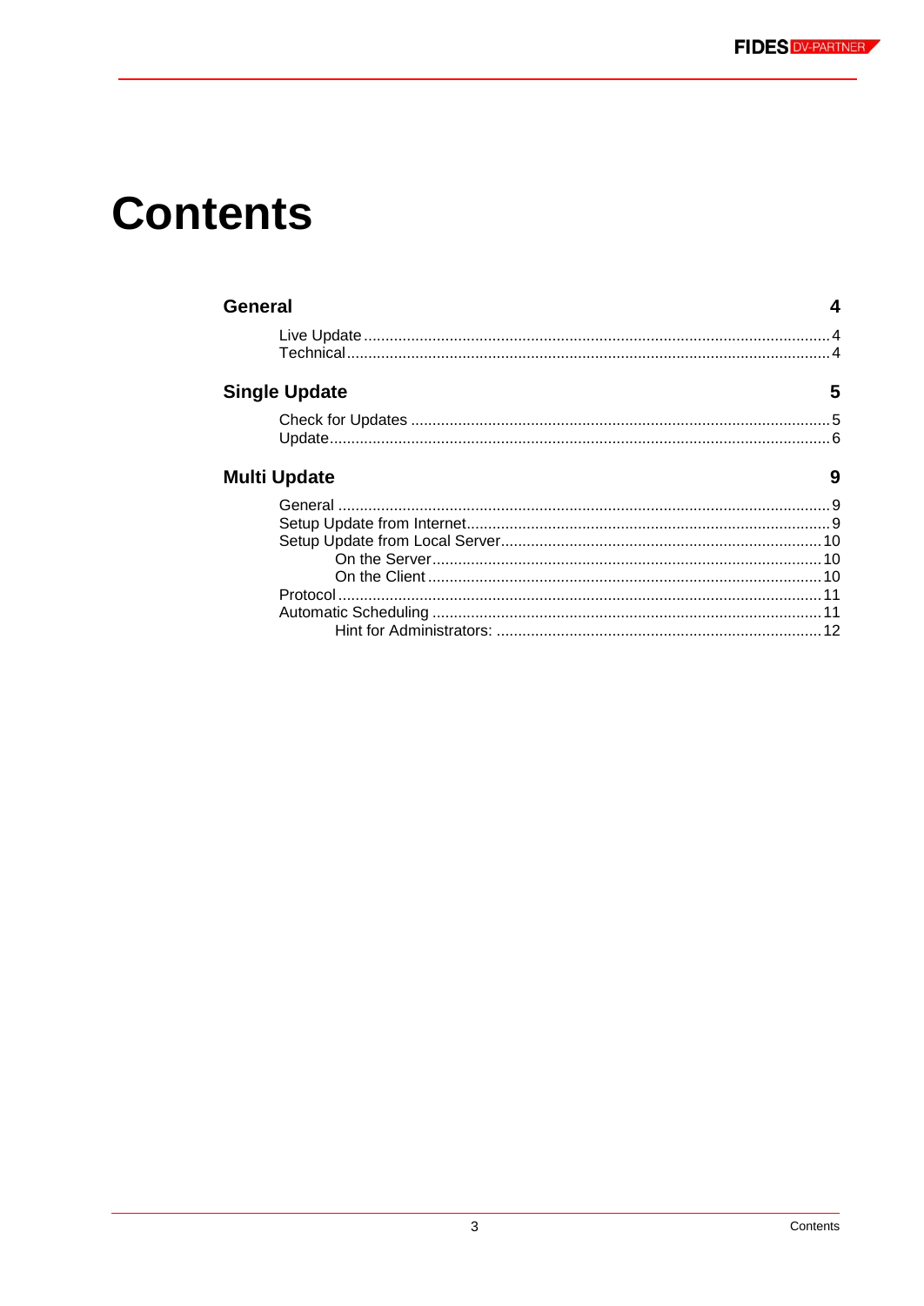# Contents

**General** 4

- Live Update 4
- Technical 4

**Single Update** 5

- Check for Updates 5
- Update 6

**Multi Update** 9

- General 9
- Setup Update from Internet 9
- Setup Update from Local Server 10
  - On the Server 10
  - On the Client 10
- Protocol 11
- Automatic Scheduling 11
  - Hint for Administrators: 12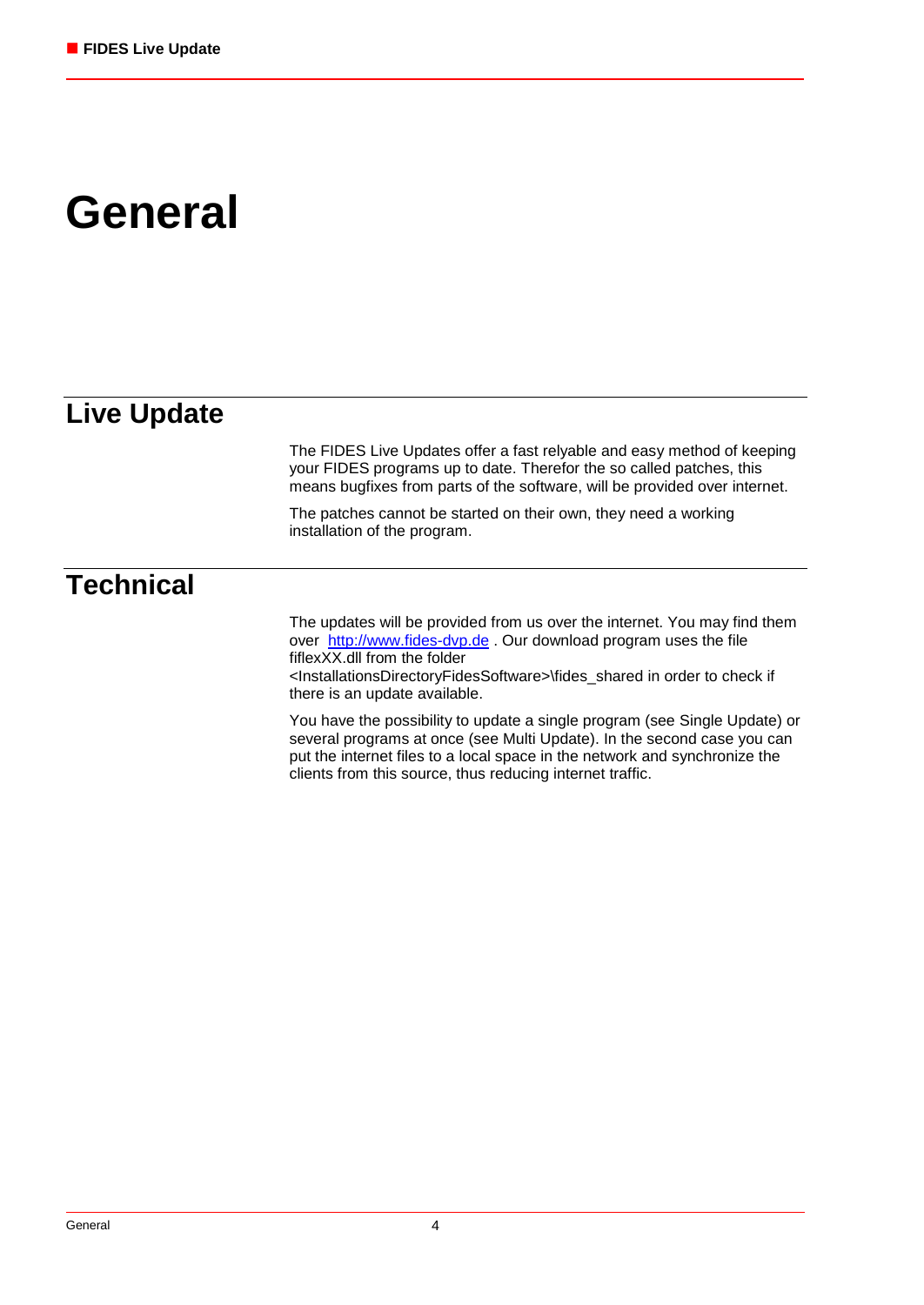# General

## Live Update

The FIDES Live Updates offer a fast relyable and easy method of keeping your FIDES programs up to date. Therefor the so called patches, this means bugfixes from parts of the software, will be provided over internet.

The patches cannot be started on their own, they need a working installation of the program.

## Technical

The updates will be provided from us over the internet. You may find them over [http://www.fides-dvp.de](http://www.fides-dvp.de) . Our download program uses the file fiflexXX.dll from the folder <InstallationsDirectoryFidesSoftware>\fides_shared in order to check if there is an update available.

You have the possibility to update a single program (see Single Update) or several programs at once (see Multi Update). In the second case you can put the internet files to a local space in the network and synchronize the clients from this source, thus reducing internet traffic.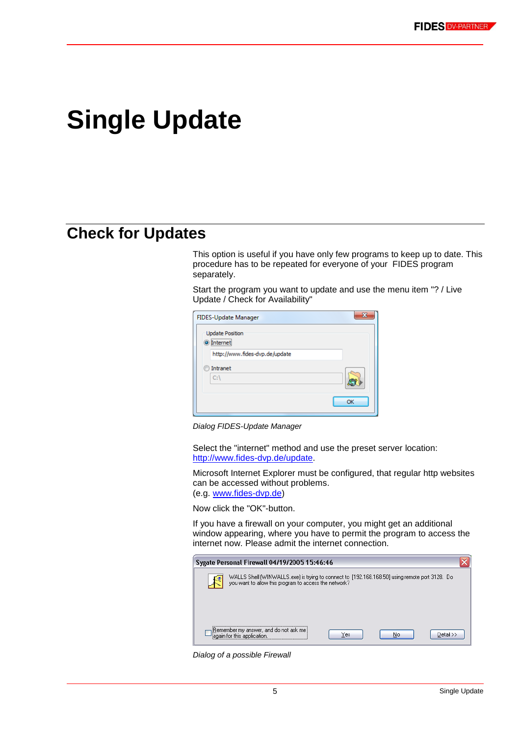# Single Update

## Check for Updates

This option is useful if you have only few programs to keep up to date. This procedure has to be repeated for everyone of your FIDES program separately.

Start the program you want to update and use the menu item "? / Live Update / Check for Availability"

*Dialog FIDES-Update Manager*

Select the "internet" method and use the preset server location: http://www.fides-dvp.de/update.

Microsoft Internet Explorer must be configured, that regular http websites can be accessed without problems.
(e.g. www.fides-dvp.de)

Now click the "OK"-button.

If you have a firewall on your computer, you might get an additional window appearing, where you have to permit the program to access the internet now. Please admit the internet connection.

*Dialog of a possible Firewall*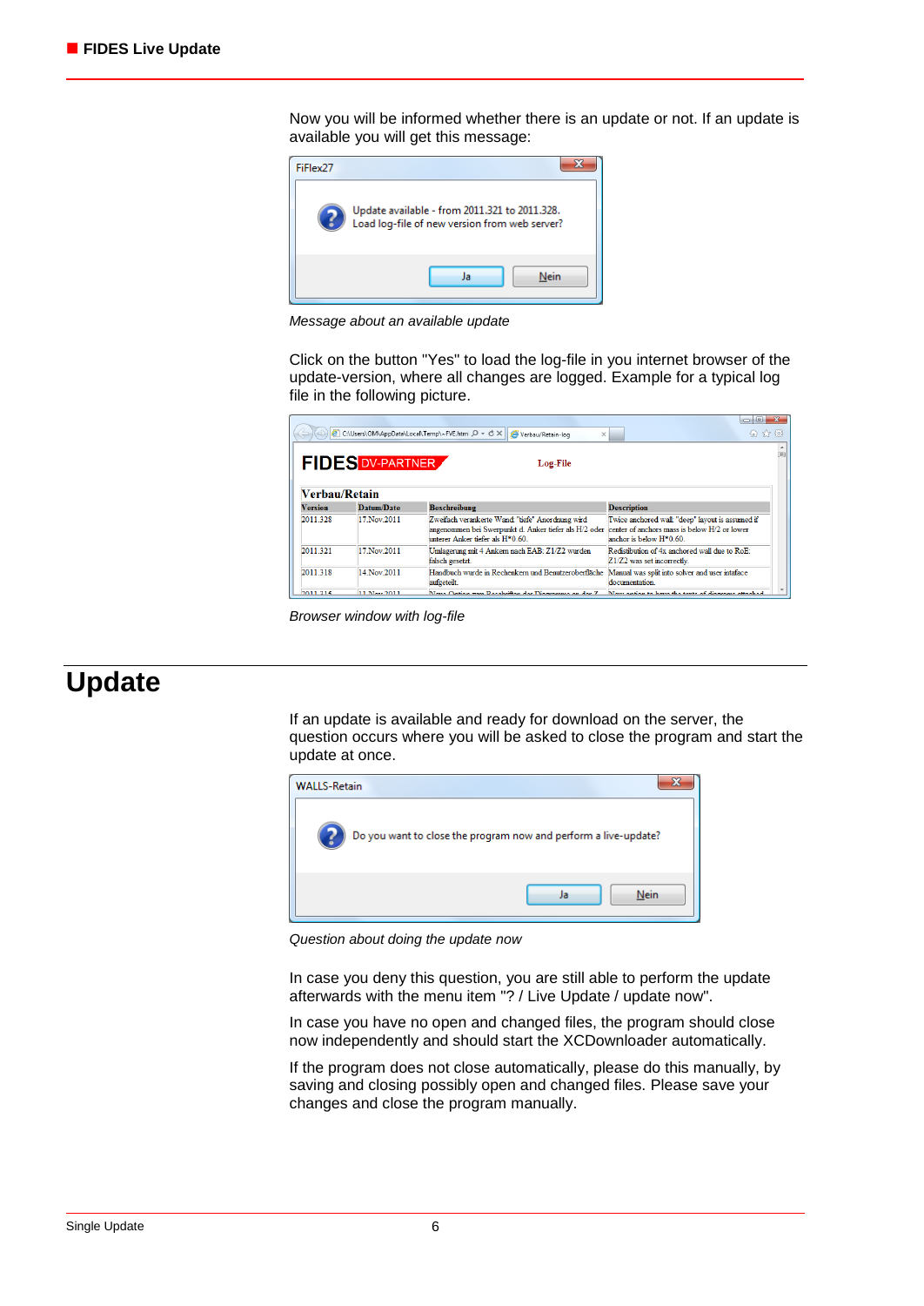Now you will be informed whether there is an update or not. If an update is available you will get this message:

*Message about an available update*

Click on the button "Yes" to load the log-file in you internet browser of the update-version, where all changes are logged. Example for a typical log file in the following picture.

*Browser window with log-file*

# Update

If an update is available and ready for download on the server, the question occurs where you will be asked to close the program and start the update at once.

*Question about doing the update now*

In case you deny this question, you are still able to perform the update afterwards with the menu item "? / Live Update / update now".

In case you have no open and changed files, the program should close now independently and should start the XCDownloader automatically.

If the program does not close automatically, please do this manually, by saving and closing possibly open and changed files. Please save your changes and close the program manually.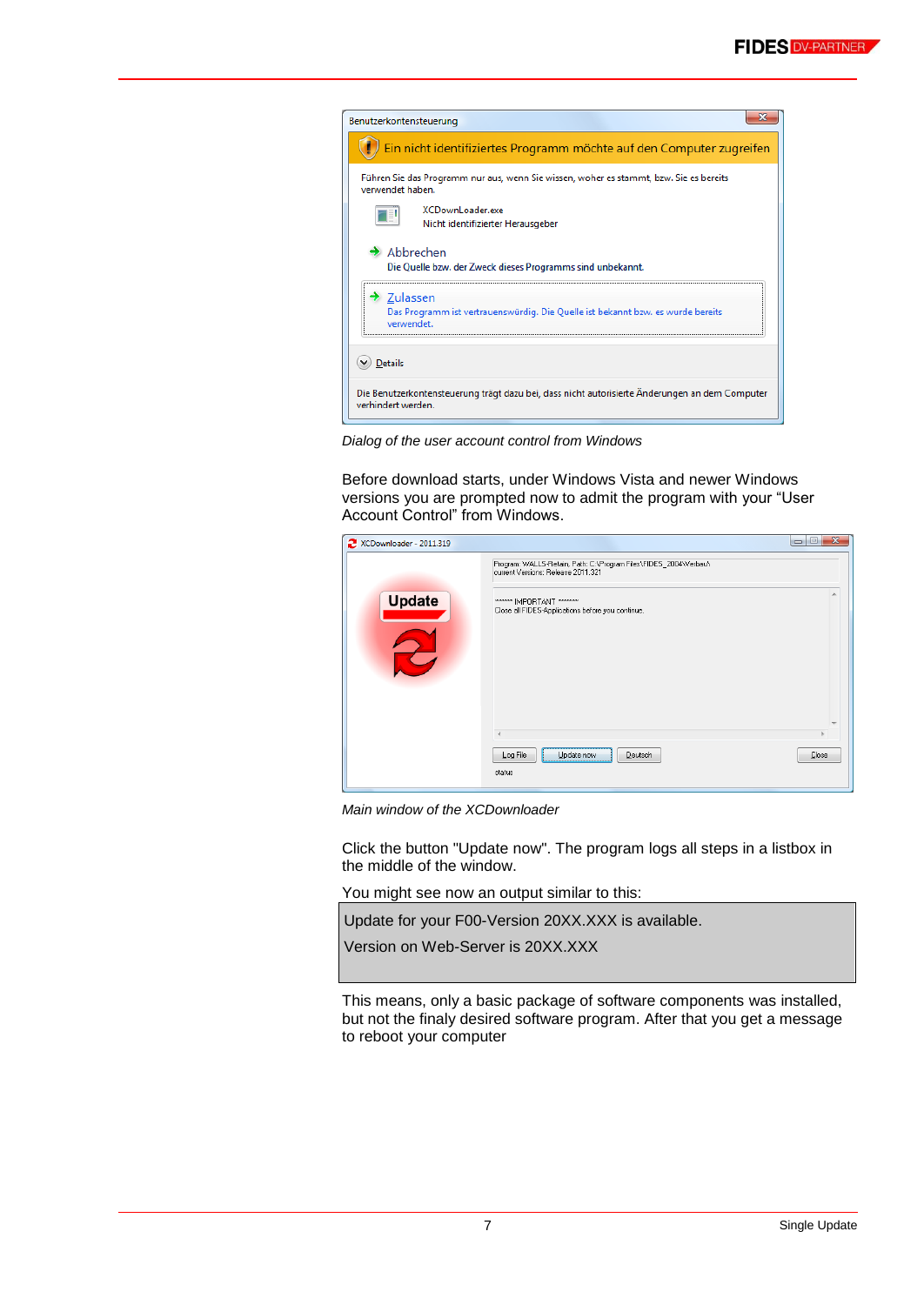*Dialog of the user account control from Windows*

Before download starts, under Windows Vista and newer Windows versions you are prompted now to admit the program with your "User Account Control" from Windows.

*Main window of the XCDownloader*

Click the button "Update now". The program logs all steps in a listbox in the middle of the window.

You might see now an output similar to this:

```
Update for your F00-Version 20XX.XXX is available.
Version on Web-Server is 20XX.XXX
```

This means, only a basic package of software components was installed, but not the finaly desired software program. After that you get a message to reboot your computer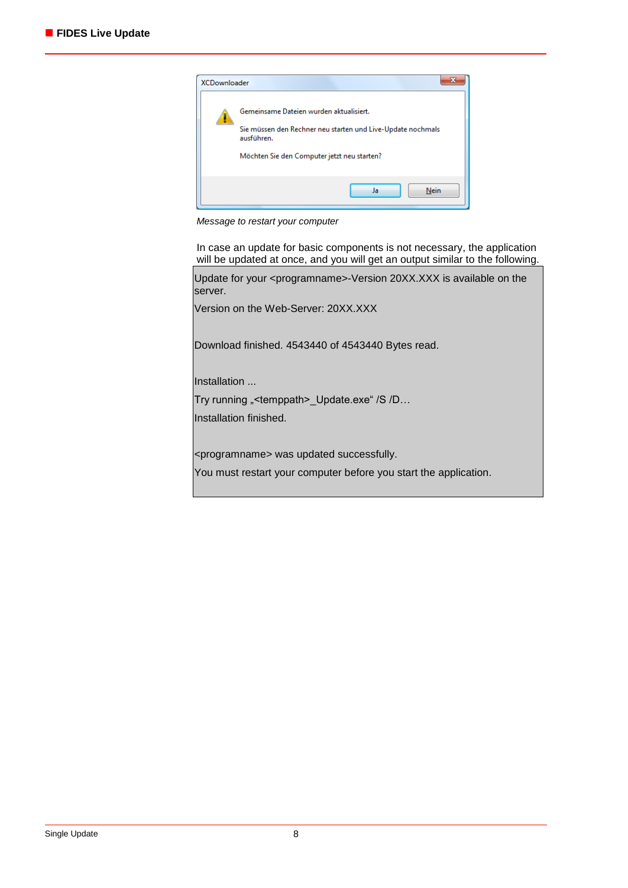Message to restart your computer

In case an update for basic components is not necessary, the application will be updated at once, and you will get an output similar to the following.

```
Update for your <programname>-Version 20XX.XXX is available on the server.

Version on the Web-Server: 20XX.XXX


Download finished. 4543440 of 4543440 Bytes read.


Installation ...

Try running „<temppath>_Update.exe“ /S /D…

Installation finished.


<programname> was updated successfully.

You must restart your computer before you start the application.
```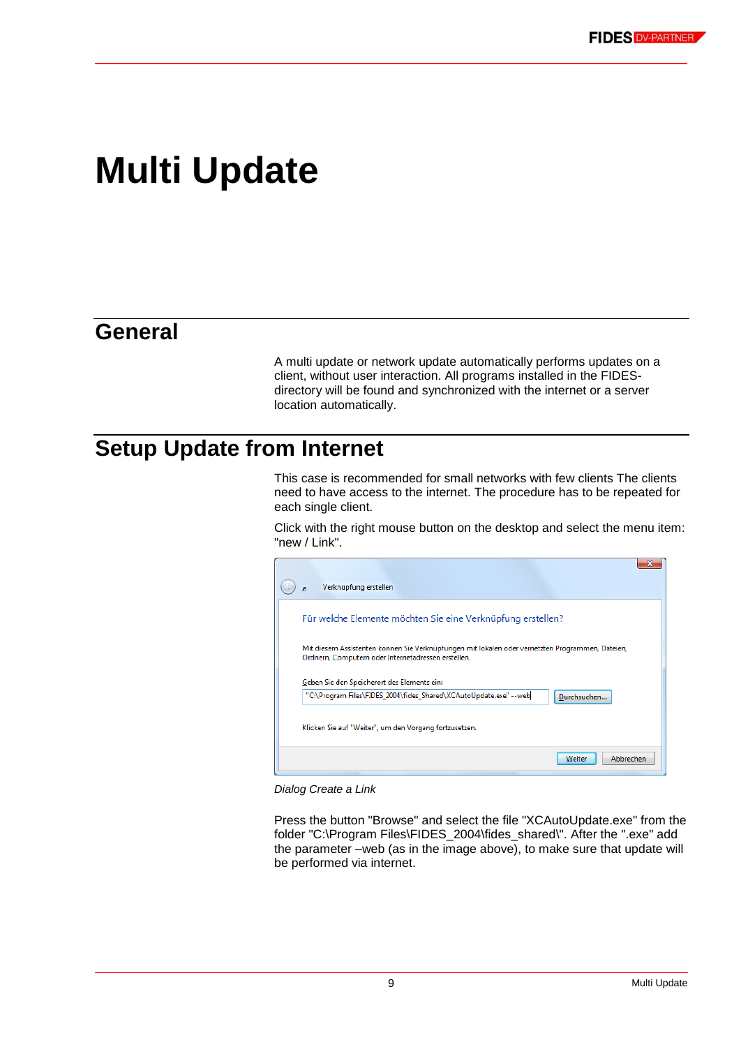# Multi Update

## General

A multi update or network update automatically performs updates on a client, without user interaction. All programs installed in the FIDES-directory will be found and synchronized with the internet or a server location automatically.

## Setup Update from Internet

This case is recommended for small networks with few clients The clients need to have access to the internet. The procedure has to be repeated for each single client.

Click with the right mouse button on the desktop and select the menu item: "new / Link".

*Dialog Create a Link*

Press the button "Browse" and select the file "XCAutoUpdate.exe" from the folder "C:\Program Files\FIDES_2004\fides_shared\". After the ".exe" add the parameter –web (as in the image above), to make sure that update will be performed via internet.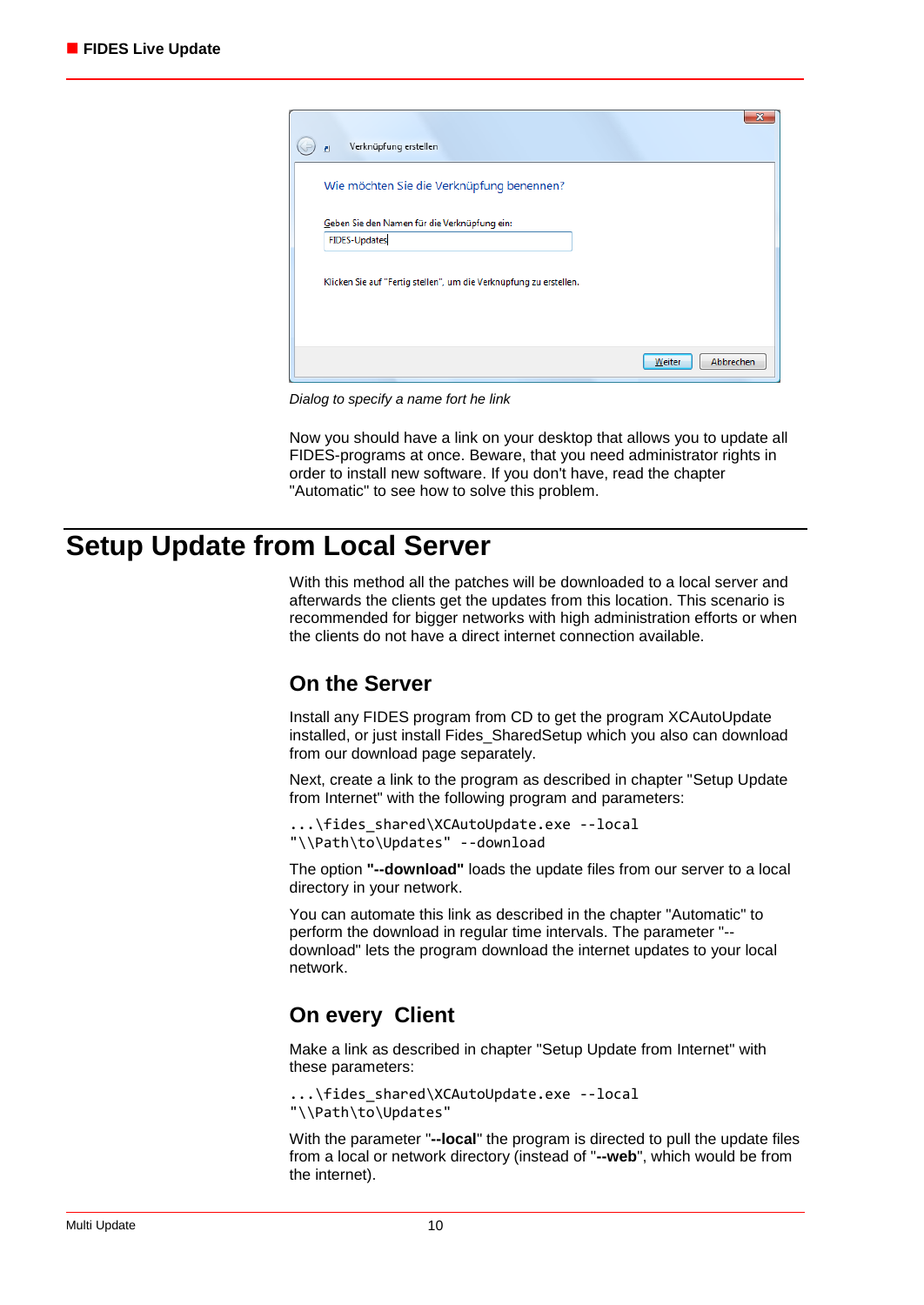*Dialog to specify a name fort he link*

Now you should have a link on your desktop that allows you to update all FIDES-programs at once. Beware, that you need administrator rights in order to install new software. If you don't have, read the chapter "Automatic" to see how to solve this problem.

# Setup Update from Local Server

With this method all the patches will be downloaded to a local server and afterwards the clients get the updates from this location. This scenario is recommended for bigger networks with high administration efforts or when the clients do not have a direct internet connection available.

## On the Server

Install any FIDES program from CD to get the program XCAutoUpdate installed, or just install Fides_SharedSetup which you also can download from our download page separately.

Next, create a link to the program as described in chapter "Setup Update from Internet" with the following program and parameters:

```
...\fides_shared\XCAutoUpdate.exe --local
"\\Path\to\Updates" --download
```

The option **"--download"** loads the update files from our server to a local directory in your network.

You can automate this link as described in the chapter "Automatic" to perform the download in regular time intervals. The parameter "--download" lets the program download the internet updates to your local network.

## On every  Client

Make a link as described in chapter "Setup Update from Internet" with these parameters:

```
...\fides_shared\XCAutoUpdate.exe --local
"\\Path\to\Updates"
```

With the parameter "**--local**" the program is directed to pull the update files from a local or network directory (instead of "**--web**", which would be from the internet).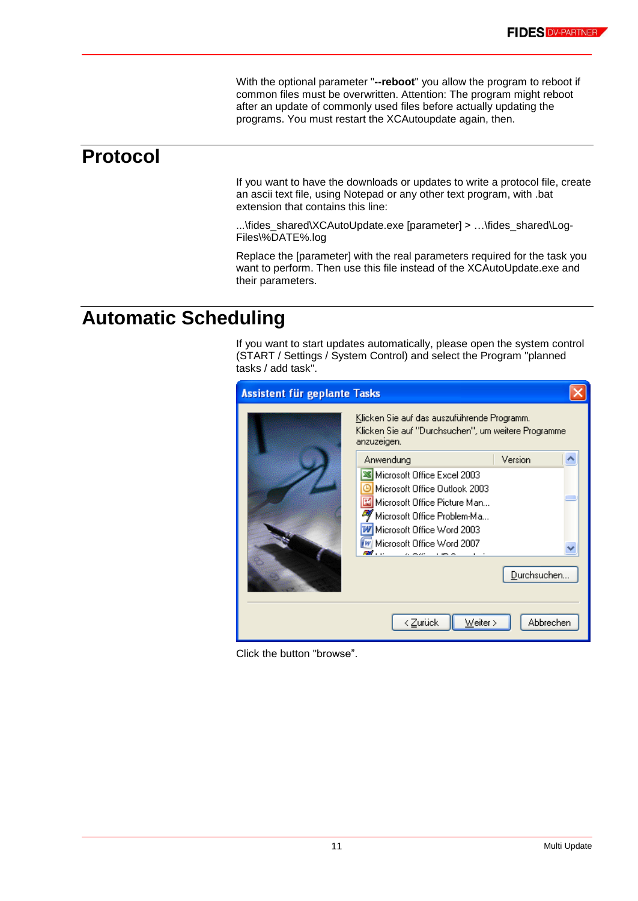With the optional parameter "**--reboot**" you allow the program to reboot if common files must be overwritten. Attention: The program might reboot after an update of commonly used files before actually updating the programs. You must restart the XCAutoupdate again, then.

# Protocol

If you want to have the downloads or updates to write a protocol file, create an ascii text file, using Notepad or any other text program, with .bat extension that contains this line:

...\fides_shared\XCAutoUpdate.exe [parameter] > …\fides_shared\Log-Files\%DATE%.log

Replace the [parameter] with the real parameters required for the task you want to perform. Then use this file instead of the XCAutoUpdate.exe and their parameters.

# Automatic Scheduling

If you want to start updates automatically, please open the system control (START / Settings / System Control) and select the Program "planned tasks / add task".

Click the button "browse".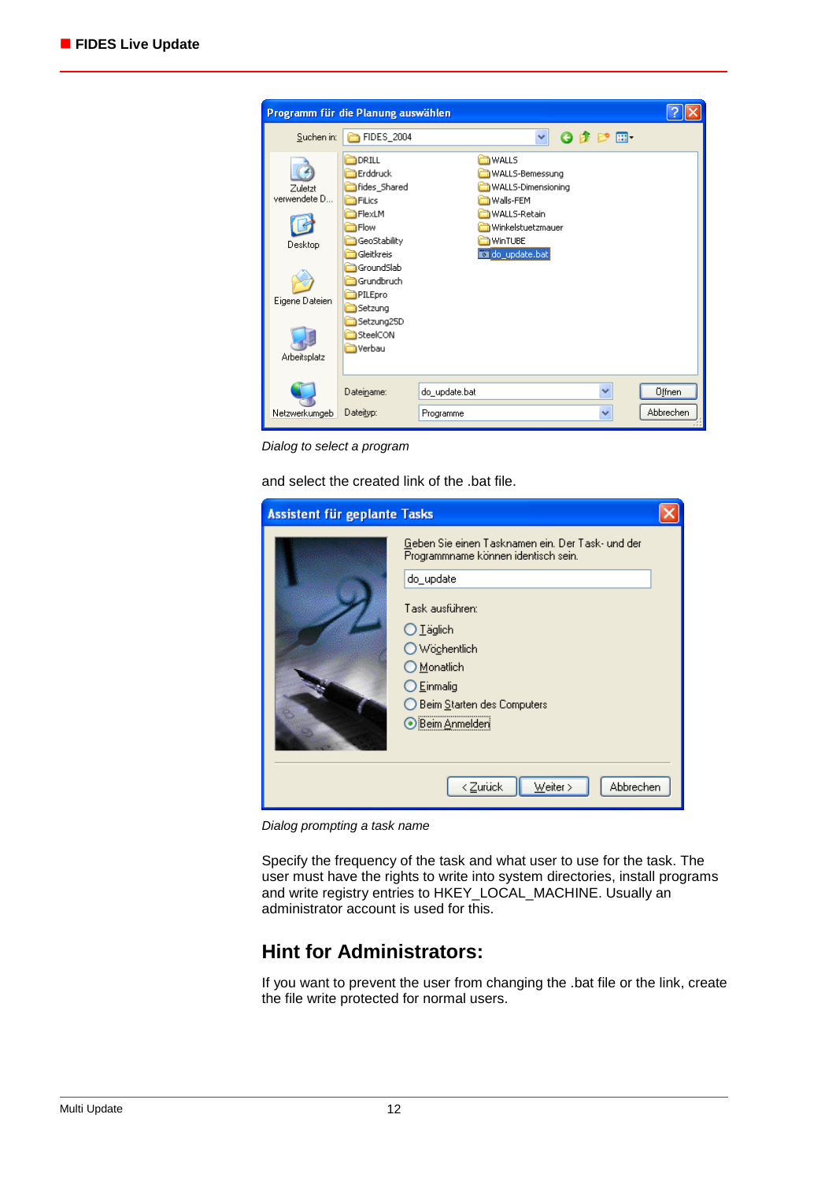*Dialog to select a program*

and select the created link of the .bat file.

*Dialog prompting a task name*

Specify the frequency of the task and what user to use for the task. The user must have the rights to write into system directories, install programs and write registry entries to HKEY_LOCAL_MACHINE. Usually an administrator account is used for this.

## Hint for Administrators:

If you want to prevent the user from changing the .bat file or the link, create the file write protected for normal users.